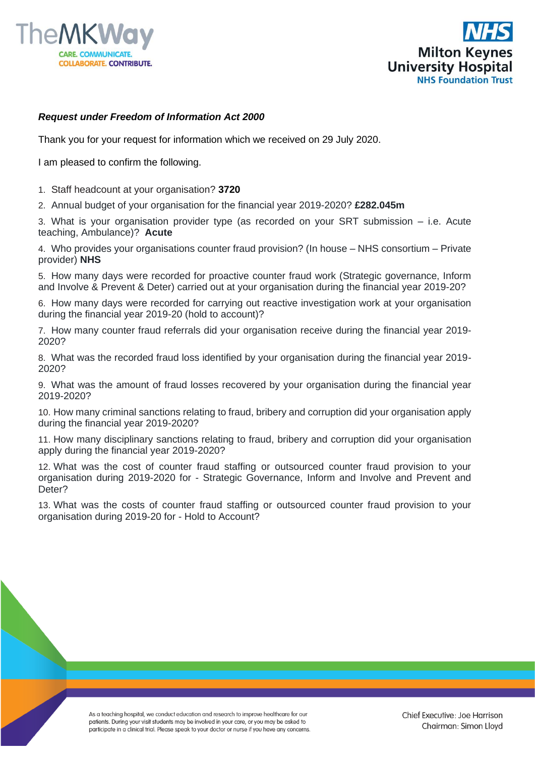***Request under Freedom of Information Act 2000***

Thank you for your request for information which we received on 29 July 2020.

I am pleased to confirm the following.

1. Staff headcount at your organisation? **3720**
2. Annual budget of your organisation for the financial year 2019-2020? **£282.045m**
3. What is your organisation provider type (as recorded on your SRT submission – i.e. Acute teaching, Ambulance)? **Acute**
4. Who provides your organisations counter fraud provision? (In house – NHS consortium – Private provider) **NHS**
5. How many days were recorded for proactive counter fraud work (Strategic governance, Inform and Involve & Prevent & Deter) carried out at your organisation during the financial year 2019-20?
6. How many days were recorded for carrying out reactive investigation work at your organisation during the financial year 2019-20 (hold to account)?
7. How many counter fraud referrals did your organisation receive during the financial year 2019-2020?
8. What was the recorded fraud loss identified by your organisation during the financial year 2019-2020?
9. What was the amount of fraud losses recovered by your organisation during the financial year 2019-2020?
10. How many criminal sanctions relating to fraud, bribery and corruption did your organisation apply during the financial year 2019-2020?
11. How many disciplinary sanctions relating to fraud, bribery and corruption did your organisation apply during the financial year 2019-2020?
12. What was the cost of counter fraud staffing or outsourced counter fraud provision to your organisation during 2019-2020 for - Strategic Governance, Inform and Involve and Prevent and Deter?
13. What was the costs of counter fraud staffing or outsourced counter fraud provision to your organisation during 2019-20 for - Hold to Account?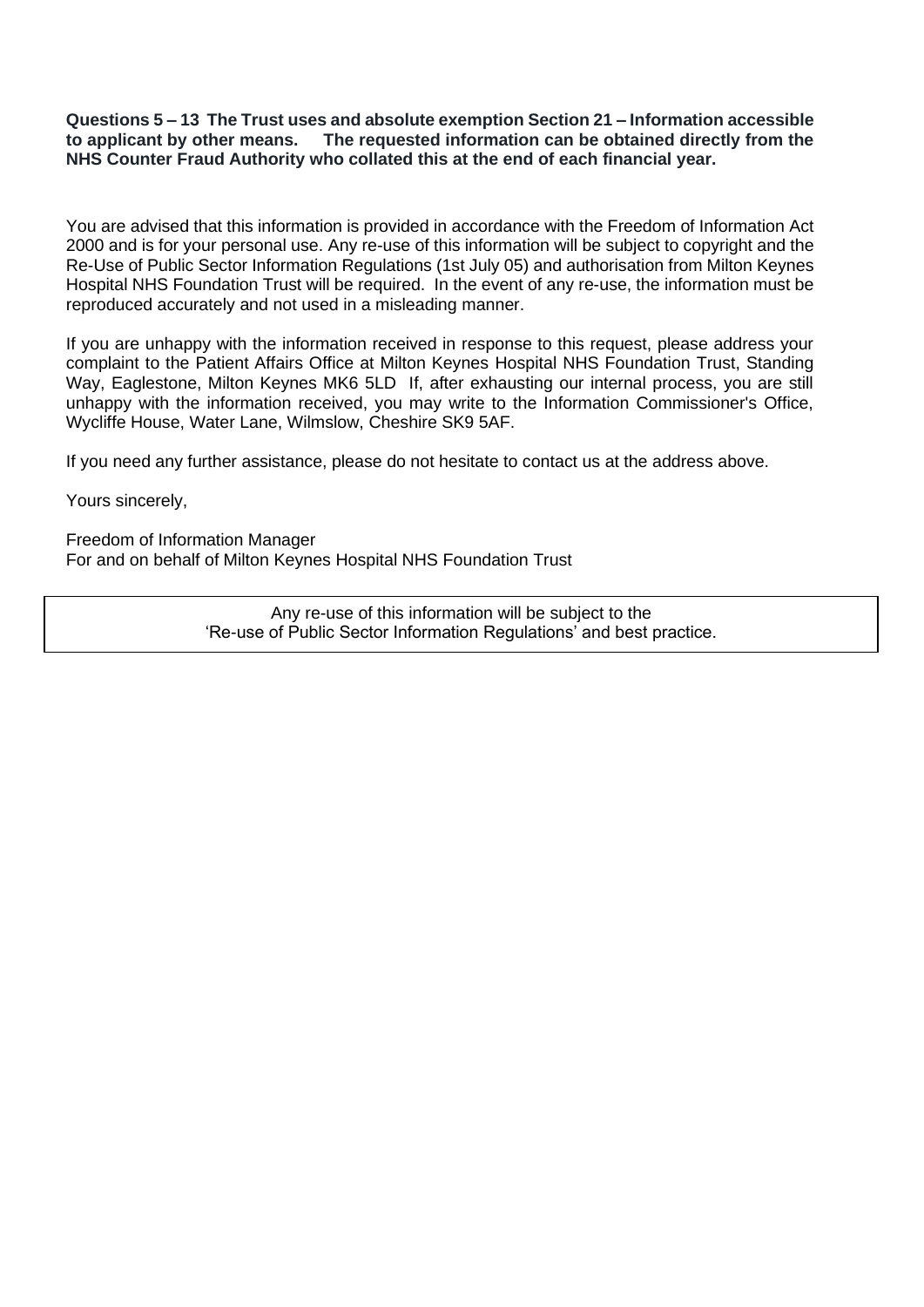**Questions 5 – 13 The Trust uses and absolute exemption Section 21 – Information accessible to applicant by other means. The requested information can be obtained directly from the NHS Counter Fraud Authority who collated this at the end of each financial year.**

You are advised that this information is provided in accordance with the Freedom of Information Act 2000 and is for your personal use. Any re-use of this information will be subject to copyright and the Re-Use of Public Sector Information Regulations (1st July 05) and authorisation from Milton Keynes Hospital NHS Foundation Trust will be required. In the event of any re-use, the information must be reproduced accurately and not used in a misleading manner.

If you are unhappy with the information received in response to this request, please address your complaint to the Patient Affairs Office at Milton Keynes Hospital NHS Foundation Trust, Standing Way, Eaglestone, Milton Keynes MK6 5LD If, after exhausting our internal process, you are still unhappy with the information received, you may write to the Information Commissioner's Office, Wycliffe House, Water Lane, Wilmslow, Cheshire SK9 5AF.

If you need any further assistance, please do not hesitate to contact us at the address above.

Yours sincerely,

Freedom of Information Manager
For and on behalf of Milton Keynes Hospital NHS Foundation Trust

Any re-use of this information will be subject to the
'Re-use of Public Sector Information Regulations' and best practice.